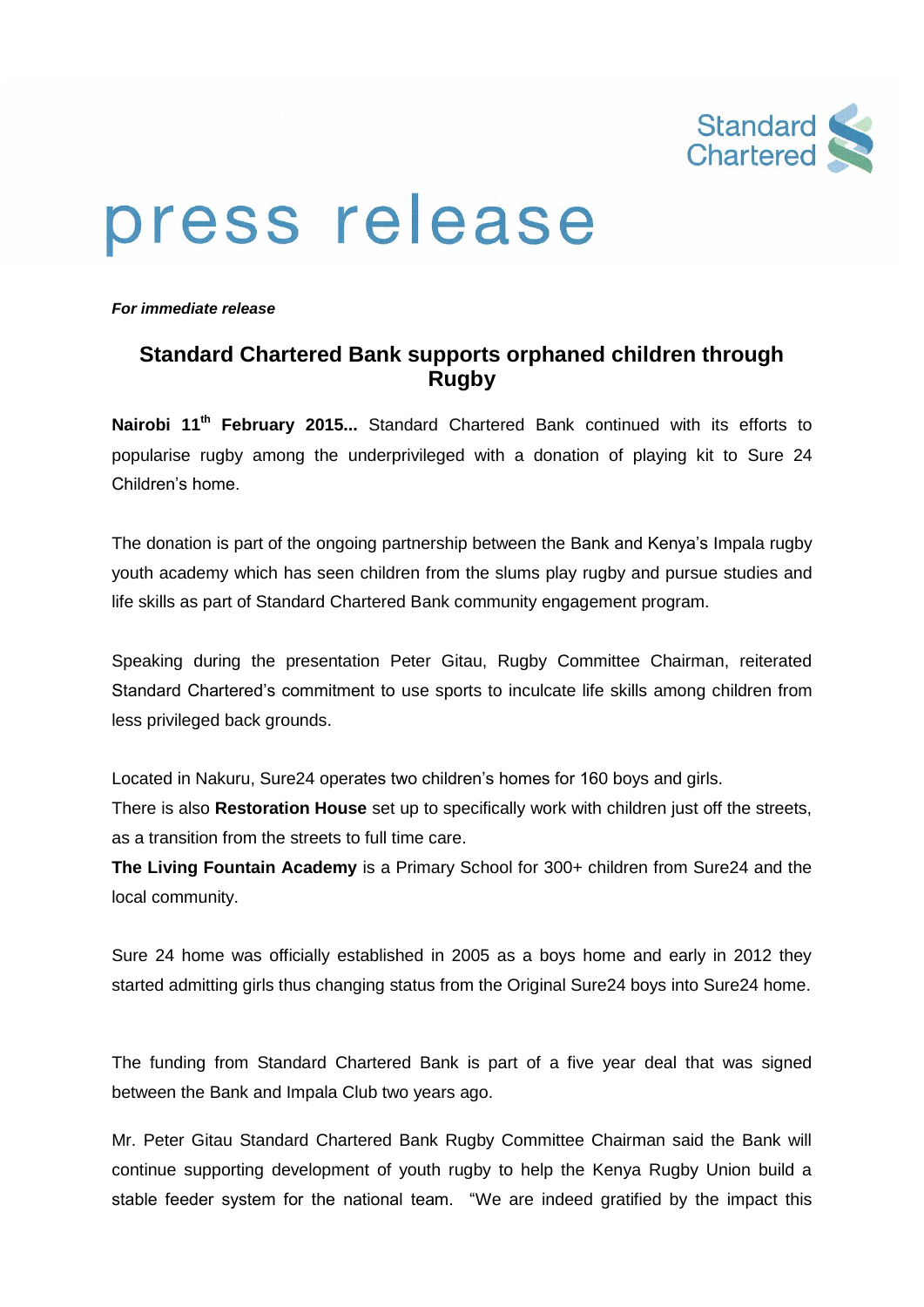Standard Chartered

# press release

***For immediate release***

## Standard Chartered Bank supports orphaned children through Rugby

**Nairobi 11th February 2015...** Standard Chartered Bank continued with its efforts to popularise rugby among the underprivileged with a donation of playing kit to Sure 24 Children's home.

The donation is part of the ongoing partnership between the Bank and Kenya's Impala rugby youth academy which has seen children from the slums play rugby and pursue studies and life skills as part of Standard Chartered Bank community engagement program.

Speaking during the presentation Peter Gitau, Rugby Committee Chairman, reiterated Standard Chartered's commitment to use sports to inculcate life skills among children from less privileged back grounds.

Located in Nakuru, Sure24 operates two children's homes for 160 boys and girls.
There is also **Restoration House** set up to specifically work with children just off the streets, as a transition from the streets to full time care.
**The Living Fountain Academy** is a Primary School for 300+ children from Sure24 and the local community.

Sure 24 home was officially established in 2005 as a boys home and early in 2012 they started admitting girls thus changing status from the Original Sure24 boys into Sure24 home.

The funding from Standard Chartered Bank is part of a five year deal that was signed between the Bank and Impala Club two years ago.

Mr. Peter Gitau Standard Chartered Bank Rugby Committee Chairman said the Bank will continue supporting development of youth rugby to help the Kenya Rugby Union build a stable feeder system for the national team. "We are indeed gratified by the impact this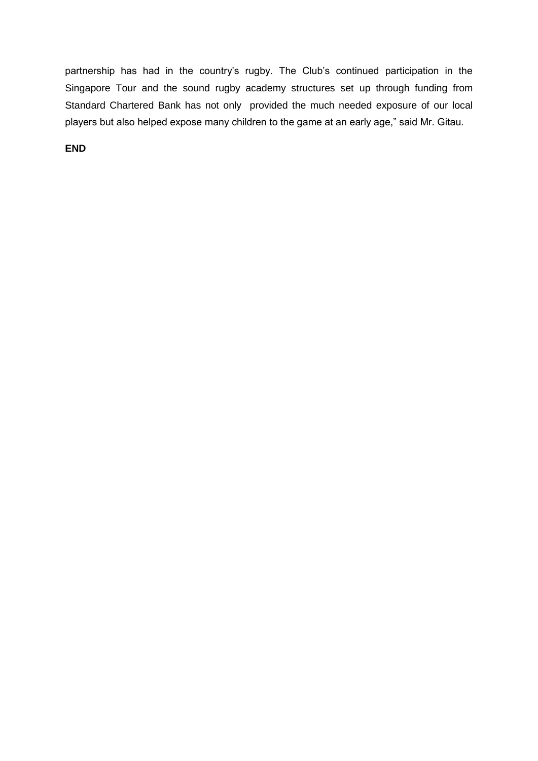partnership has had in the country's rugby. The Club's continued participation in the Singapore Tour and the sound rugby academy structures set up through funding from Standard Chartered Bank has not only provided the much needed exposure of our local players but also helped expose many children to the game at an early age," said Mr. Gitau.

**END**